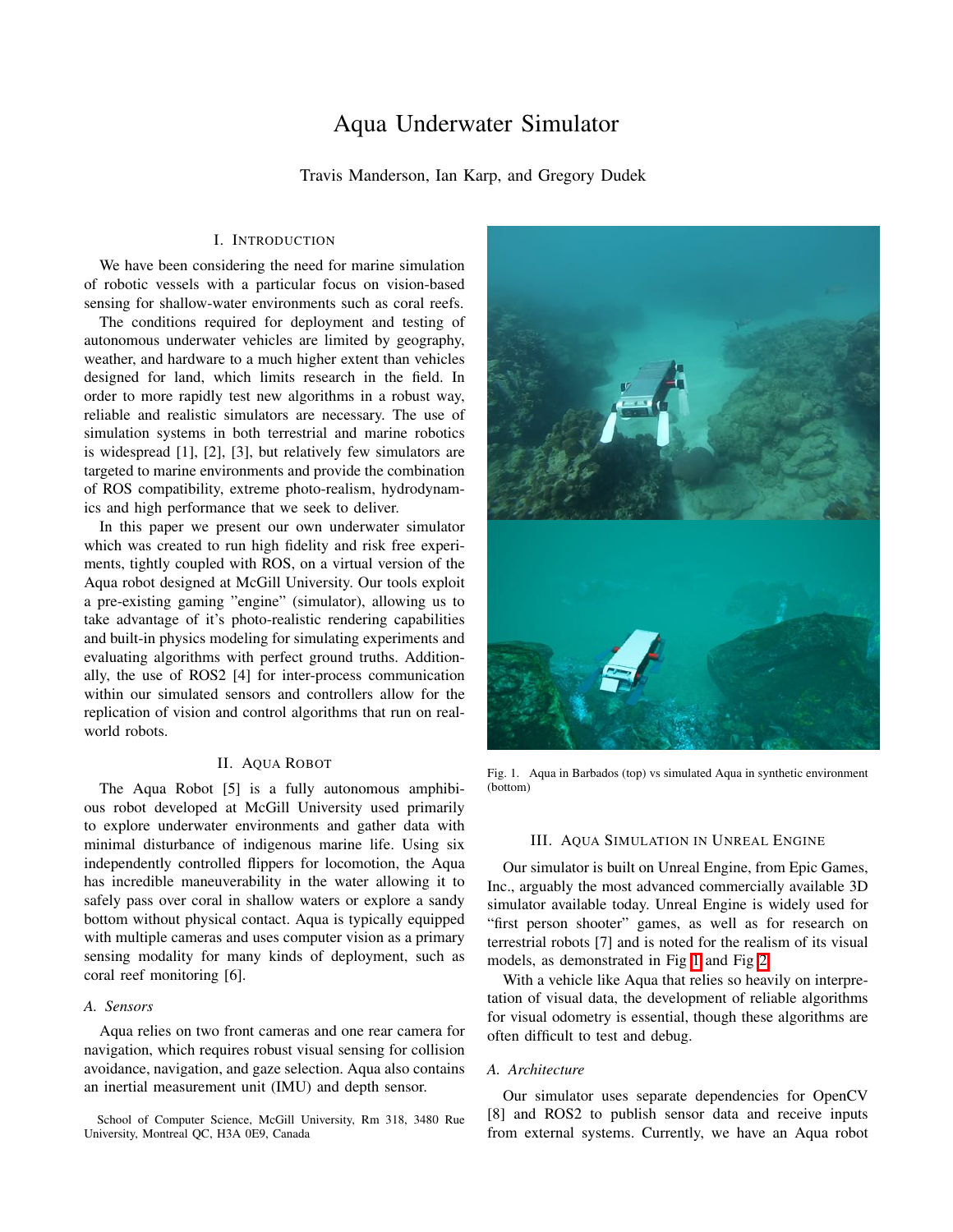# Aqua Underwater Simulator

Travis Manderson, Ian Karp, and Gregory Dudek

## I. Introduction

We have been considering the need for marine simulation of robotic vessels with a particular focus on vision-based sensing for shallow-water environments such as coral reefs.

The conditions required for deployment and testing of autonomous underwater vehicles are limited by geography, weather, and hardware to a much higher extent than vehicles designed for land, which limits research in the field. In order to more rapidly test new algorithms in a robust way, reliable and realistic simulators are necessary. The use of simulation systems in both terrestrial and marine robotics is widespread [1], [2], [3], but relatively few simulators are targeted to marine environments and provide the combination of ROS compatibility, extreme photo-realism, hydrodynamics and high performance that we seek to deliver.

In this paper we present our own underwater simulator which was created to run high fidelity and risk free experiments, tightly coupled with ROS, on a virtual version of the Aqua robot designed at McGill University. Our tools exploit a pre-existing gaming "engine" (simulator), allowing us to take advantage of it's photo-realistic rendering capabilities and built-in physics modeling for simulating experiments and evaluating algorithms with perfect ground truths. Additionally, the use of ROS2 [4] for inter-process communication within our simulated sensors and controllers allow for the replication of vision and control algorithms that run on real-world robots.

## II. Aqua Robot

The Aqua Robot [5] is a fully autonomous amphibious robot developed at McGill University used primarily to explore underwater environments and gather data with minimal disturbance of indigenous marine life. Using six independently controlled flippers for locomotion, the Aqua has incredible maneuverability in the water allowing it to safely pass over coral in shallow waters or explore a sandy bottom without physical contact. Aqua is typically equipped with multiple cameras and uses computer vision as a primary sensing modality for many kinds of deployment, such as coral reef monitoring [6].

### A. Sensors

Aqua relies on two front cameras and one rear camera for navigation, which requires robust visual sensing for collision avoidance, navigation, and gaze selection. Aqua also contains an inertial measurement unit (IMU) and depth sensor.

School of Computer Science, McGill University, Rm 318, 3480 Rue University, Montreal QC, H3A 0E9, Canada

Fig. 1. Aqua in Barbados (top) vs simulated Aqua in synthetic environment (bottom)

## III. Aqua Simulation in Unreal Engine

Our simulator is built on Unreal Engine, from Epic Games, Inc., arguably the most advanced commercially available 3D simulator available today. Unreal Engine is widely used for "first person shooter" games, as well as for research on terrestrial robots [7] and is noted for the realism of its visual models, as demonstrated in Fig 1 and Fig 2.

With a vehicle like Aqua that relies so heavily on interpretation of visual data, the development of reliable algorithms for visual odometry is essential, though these algorithms are often difficult to test and debug.

### A. Architecture

Our simulator uses separate dependencies for OpenCV [8] and ROS2 to publish sensor data and receive inputs from external systems. Currently, we have an Aqua robot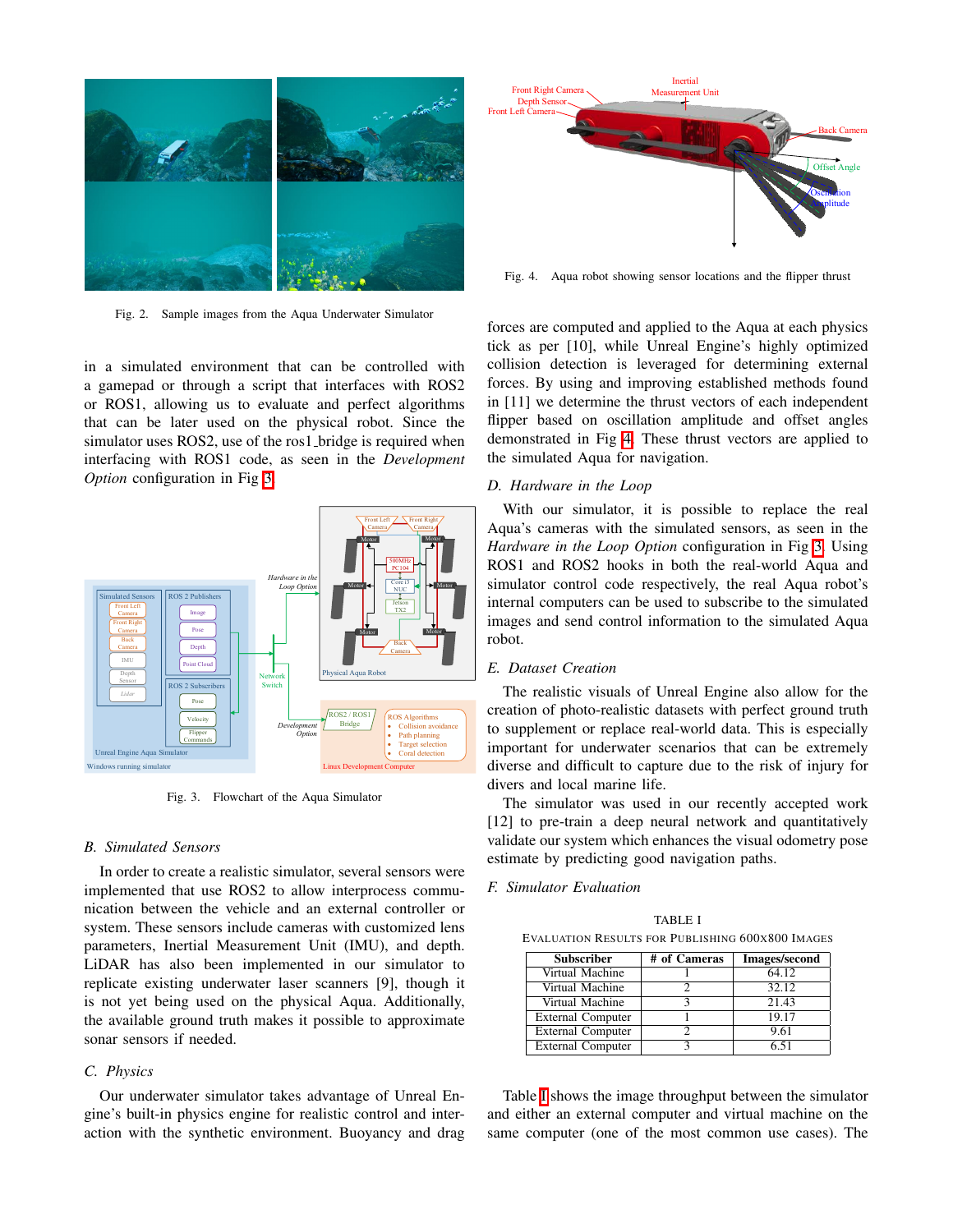Fig. 2. Sample images from the Aqua Underwater Simulator

in a simulated environment that can be controlled with a gamepad or through a script that interfaces with ROS2 or ROS1, allowing us to evaluate and perfect algorithms that can be later used on the physical robot. Since the simulator uses ROS2, use of the ros1_bridge is required when interfacing with ROS1 code, as seen in the *Development Option* configuration in Fig 3.

Fig. 3. Flowchart of the Aqua Simulator

### B. Simulated Sensors

In order to create a realistic simulator, several sensors were implemented that use ROS2 to allow interprocess communication between the vehicle and an external controller or system. These sensors include cameras with customized lens parameters, Inertial Measurement Unit (IMU), and depth. LiDAR has also been implemented in our simulator to replicate existing underwater laser scanners [9], though it is not yet being used on the physical Aqua. Additionally, the available ground truth makes it possible to approximate sonar sensors if needed.

### C. Physics

Our underwater simulator takes advantage of Unreal Engine's built-in physics engine for realistic control and interaction with the synthetic environment. Buoyancy and drag forces are computed and applied to the Aqua at each physics tick as per [10], while Unreal Engine's highly optimized collision detection is leveraged for determining external forces. By using and improving established methods found in [11] we determine the thrust vectors of each independent flipper based on oscillation amplitude and offset angles demonstrated in Fig 4. These thrust vectors are applied to the simulated Aqua for navigation.

Fig. 4. Aqua robot showing sensor locations and the flipper thrust

### D. Hardware in the Loop

With our simulator, it is possible to replace the real Aqua's cameras with the simulated sensors, as seen in the *Hardware in the Loop Option* configuration in Fig 3. Using ROS1 and ROS2 hooks in both the real-world Aqua and simulator control code respectively, the real Aqua robot's internal computers can be used to subscribe to the simulated images and send control information to the simulated Aqua robot.

### E. Dataset Creation

The realistic visuals of Unreal Engine also allow for the creation of photo-realistic datasets with perfect ground truth to supplement or replace real-world data. This is especially important for underwater scenarios that can be extremely diverse and difficult to capture due to the risk of injury for divers and local marine life.

The simulator was used in our recently accepted work [12] to pre-train a deep neural network and quantitatively validate our system which enhances the visual odometry pose estimate by predicting good navigation paths.

### F. Simulator Evaluation

TABLE I
EVALUATION RESULTS FOR PUBLISHING 600X800 IMAGES

| Subscriber | # of Cameras | Images/second |
|---|---|---|
| Virtual Machine | 1 | 64.12 |
| Virtual Machine | 2 | 32.12 |
| Virtual Machine | 3 | 21.43 |
| External Computer | 1 | 19.17 |
| External Computer | 2 | 9.61 |
| External Computer | 3 | 6.51 |

Table I shows the image throughput between the simulator and either an external computer and virtual machine on the same computer (one of the most common use cases). The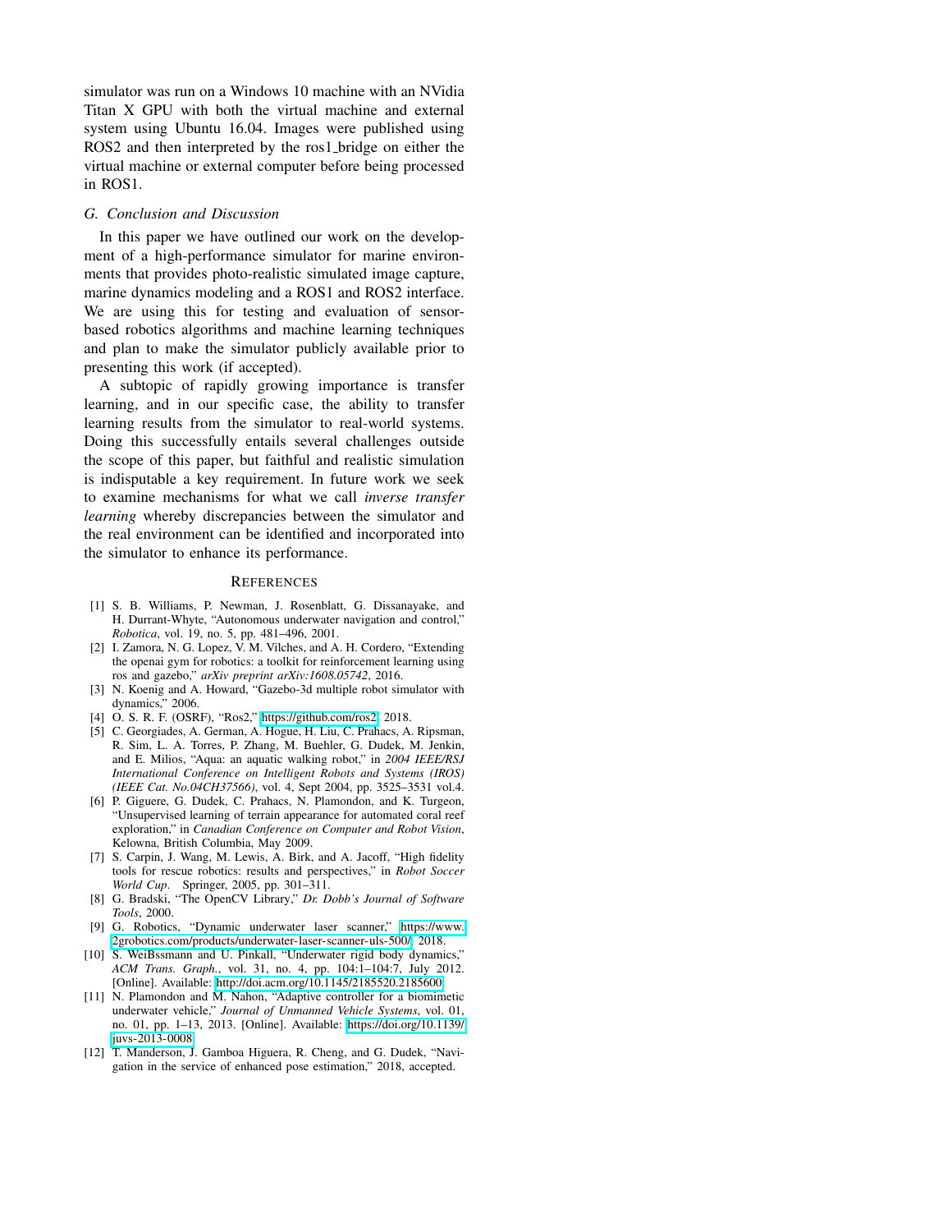simulator was run on a Windows 10 machine with an NVidia Titan X GPU with both the virtual machine and external system using Ubuntu 16.04. Images were published using ROS2 and then interpreted by the ros1_bridge on either the virtual machine or external computer before being processed in ROS1.

### G. Conclusion and Discussion

In this paper we have outlined our work on the development of a high-performance simulator for marine environments that provides photo-realistic simulated image capture, marine dynamics modeling and a ROS1 and ROS2 interface. We are using this for testing and evaluation of sensor-based robotics algorithms and machine learning techniques and plan to make the simulator publicly available prior to presenting this work (if accepted).

A subtopic of rapidly growing importance is transfer learning, and in our specific case, the ability to transfer learning results from the simulator to real-world systems. Doing this successfully entails several challenges outside the scope of this paper, but faithful and realistic simulation is indisputable a key requirement. In future work we seek to examine mechanisms for what we call *inverse transfer learning* whereby discrepancies between the simulator and the real environment can be identified and incorporated into the simulator to enhance its performance.

## References

[1] S. B. Williams, P. Newman, J. Rosenblatt, G. Dissanayake, and H. Durrant-Whyte, "Autonomous underwater navigation and control," *Robotica*, vol. 19, no. 5, pp. 481–496, 2001.

[2] I. Zamora, N. G. Lopez, V. M. Vilches, and A. H. Cordero, "Extending the openai gym for robotics: a toolkit for reinforcement learning using ros and gazebo," *arXiv preprint arXiv:1608.05742*, 2016.

[3] N. Koenig and A. Howard, "Gazebo-3d multiple robot simulator with dynamics," 2006.

[4] O. S. R. F. (OSRF), "Ros2," https://github.com/ros2, 2018.

[5] C. Georgiades, A. German, A. Hogue, H. Liu, C. Prahacs, A. Ripsman, R. Sim, L. A. Torres, P. Zhang, M. Buehler, G. Dudek, M. Jenkin, and E. Milios, "Aqua: an aquatic walking robot," in *2004 IEEE/RSJ International Conference on Intelligent Robots and Systems (IROS) (IEEE Cat. No.04CH37566)*, vol. 4, Sept 2004, pp. 3525–3531 vol.4.

[6] P. Giguere, G. Dudek, C. Prahacs, N. Plamondon, and K. Turgeon, "Unsupervised learning of terrain appearance for automated coral reef exploration," in *Canadian Conference on Computer and Robot Vision*, Kelowna, British Columbia, May 2009.

[7] S. Carpin, J. Wang, M. Lewis, A. Birk, and A. Jacoff, "High fidelity tools for rescue robotics: results and perspectives," in *Robot Soccer World Cup*. Springer, 2005, pp. 301–311.

[8] G. Bradski, "The OpenCV Library," *Dr. Dobb's Journal of Software Tools*, 2000.

[9] G. Robotics, "Dynamic underwater laser scanner," https://www.2grobotics.com/products/underwater-laser-scanner-uls-500/, 2018.

[10] S. WeiBssmann and U. Pinkall, "Underwater rigid body dynamics," *ACM Trans. Graph.*, vol. 31, no. 4, pp. 104:1–104:7, July 2012. [Online]. Available: http://doi.acm.org/10.1145/2185520.2185600

[11] N. Plamondon and M. Nahon, "Adaptive controller for a biomimetic underwater vehicle," *Journal of Unmanned Vehicle Systems*, vol. 01, no. 01, pp. 1–13, 2013. [Online]. Available: https://doi.org/10.1139/juvs-2013-0008

[12] T. Manderson, J. Gamboa Higuera, R. Cheng, and G. Dudek, "Navigation in the service of enhanced pose estimation," 2018, accepted.